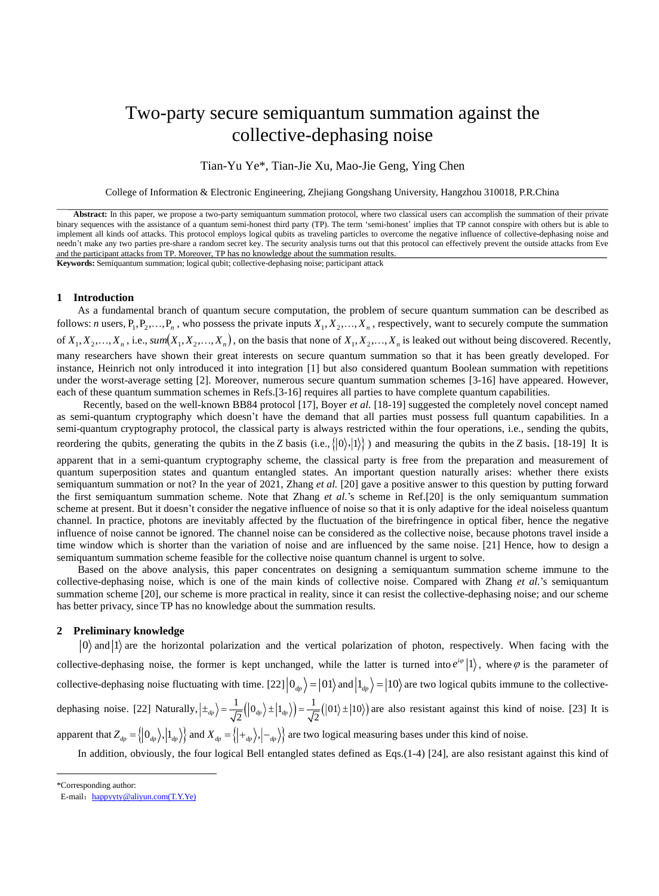# Two-party secure semiquantum summation against the collective-dephasing noise

Tian-Yu Ye*, Tian-Jie Xu, Mao-Jie Geng, Ying Chen

College of Information & Electronic Engineering, Zhejiang Gongshang University, Hangzhou 310018, P.R.China

**Abstract:** In this paper, we propose a two-party semiquantum summation protocol, where two classical users can accomplish the summation of their private binary sequences with the assistance of a quantum semi-honest third party (TP). The term 'semi-honest' implies that TP cannot conspire with others but is able to implement all kinds oof attacks. This protocol employs logical qubits as traveling particles to overcome the negative influence of collective-dephasing noise and needn't make any two parties pre-share a random secret key. The security analysis turns out that this protocol can effectively prevent the outside attacks from Eve and the participant attacks from TP. Moreover, TP has no knowledge about the summation results.

**Keywords:** Semiquantum summation; logical qubit; collective-dephasing noise; participant attack

## 1 Introduction

As a fundamental branch of quantum secure computation, the problem of secure quantum summation can be described as follows: $n$ users, $\mathrm{P}_1, \mathrm{P}_2, \ldots, \mathrm{P}_n$, who possess the private inputs $X_1, X_2, \ldots, X_n$, respectively, want to securely compute the summation of $X_1, X_2, \ldots, X_n$, i.e., $sum(X_1, X_2, \ldots, X_n)$, on the basis that none of $X_1, X_2, \ldots, X_n$ is leaked out without being discovered. Recently, many researchers have shown their great interests on secure quantum summation so that it has been greatly developed. For instance, Heinrich not only introduced it into integration [1] but also considered quantum Boolean summation with repetitions under the worst-average setting [2]. Moreover, numerous secure quantum summation schemes [3-16] have appeared. However, each of these quantum summation schemes in Refs.[3-16] requires all parties to have complete quantum capabilities.

Recently, based on the well-known BB84 protocol [17], Boyer *et al.* [18-19] suggested the completely novel concept named as semi-quantum cryptography which doesn't have the demand that all parties must possess full quantum capabilities. In a semi-quantum cryptography protocol, the classical party is always restricted within the four operations, i.e., sending the qubits, reordering the qubits, generating the qubits in the $Z$ basis (i.e., $\{|0\rangle, |1\rangle\}$) and measuring the qubits in the $Z$ basis. [18-19] It is apparent that in a semi-quantum cryptography scheme, the classical party is free from the preparation and measurement of quantum superposition states and quantum entangled states. An important question naturally arises: whether there exists semiquantum summation or not? In the year of 2021, Zhang *et al.* [20] gave a positive answer to this question by putting forward the first semiquantum summation scheme. Note that Zhang *et al.*'s scheme in Ref.[20] is the only semiquantum summation scheme at present. But it doesn't consider the negative influence of noise so that it is only adaptive for the ideal noiseless quantum channel. In practice, photons are inevitably affected by the fluctuation of the birefringence in optical fiber, hence the negative influence of noise cannot be ignored. The channel noise can be considered as the collective noise, because photons travel inside a time window which is shorter than the variation of noise and are influenced by the same noise. [21] Hence, how to design a semiquantum summation scheme feasible for the collective noise quantum channel is urgent to solve.

Based on the above analysis, this paper concentrates on designing a semiquantum summation scheme immune to the collective-dephasing noise, which is one of the main kinds of collective noise. Compared with Zhang *et al.*'s semiquantum summation scheme [20], our scheme is more practical in reality, since it can resist the collective-dephasing noise; and our scheme has better privacy, since TP has no knowledge about the summation results.

## 2 Preliminary knowledge

$|0\rangle$ and $|1\rangle$ are the horizontal polarization and the vertical polarization of photon, respectively. When facing with the collective-dephasing noise, the former is kept unchanged, while the latter is turned into $e^{i\varphi}|1\rangle$, where $\varphi$ is the parameter of collective-dephasing noise fluctuating with time. [22] $|0_{dp}\rangle = |01\rangle$ and $|1_{dp}\rangle = |10\rangle$ are two logical qubits immune to the collective-dephasing noise. [22] Naturally, $|\pm_{dp}\rangle = \frac{1}{\sqrt{2}}(|0_{dp}\rangle \pm |1_{dp}\rangle) = \frac{1}{\sqrt{2}}(|01\rangle \pm |10\rangle)$ are also resistant against this kind of noise. [23] It is apparent that $Z_{dp} = \{|0_{dp}\rangle, |1_{dp}\rangle\}$ and $X_{dp} = \{|+_{dp}\rangle, |-_{dp}\rangle\}$ are two logical measuring bases under this kind of noise.

In addition, obviously, the four logical Bell entangled states defined as Eqs.(1-4) [24], are also resistant against this kind of

---

*Corresponding author:
E-mail: happyyty@aliyun.com(T.Y.Ye)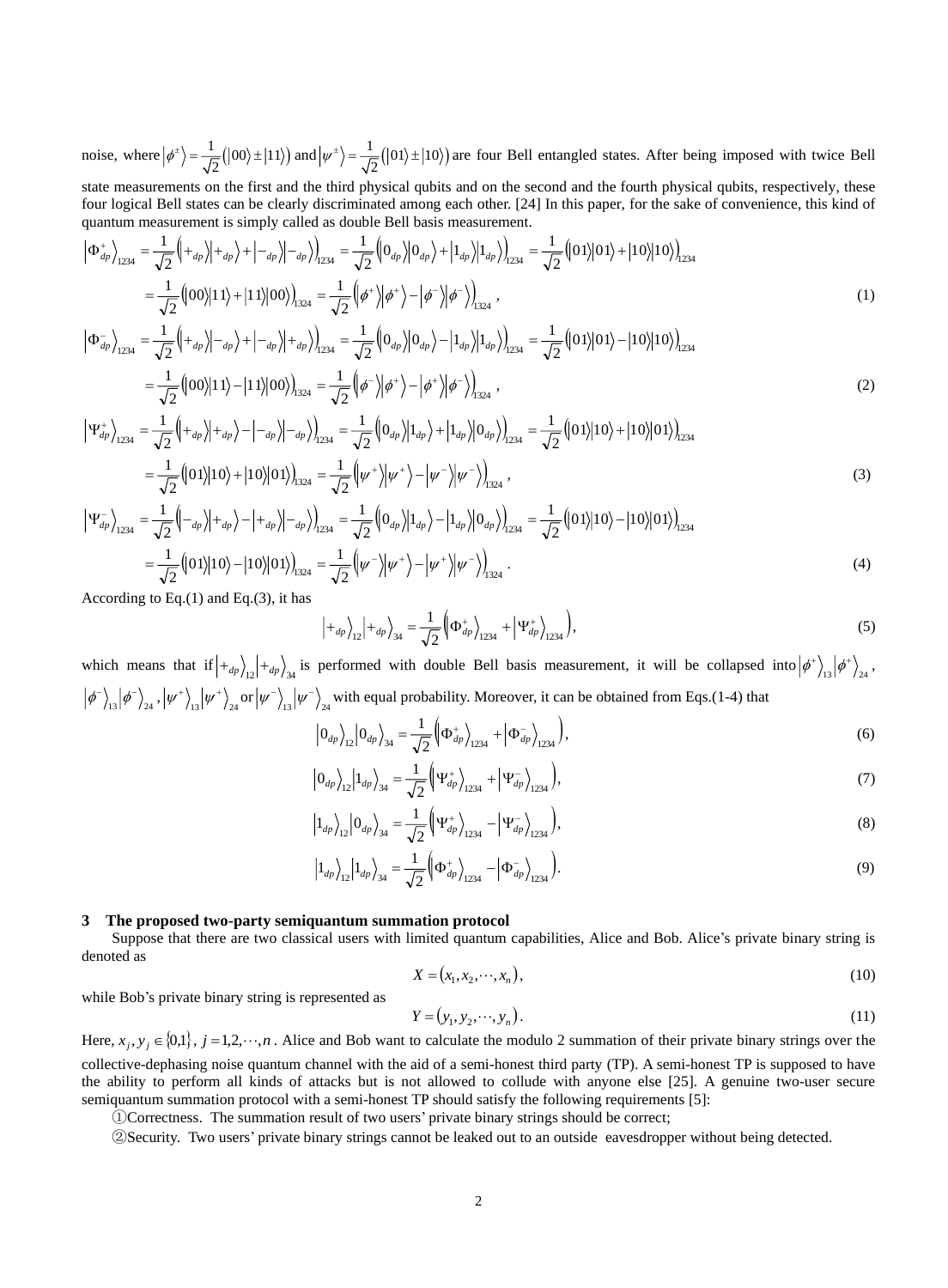noise, where $\left|\phi^{\pm}\right\rangle = \frac{1}{\sqrt{2}}\left(|00\rangle \pm |11\rangle\right)$ and $\left|\psi^{\pm}\right\rangle = \frac{1}{\sqrt{2}}\left(|01\rangle \pm |10\rangle\right)$ are four Bell entangled states. After being imposed with twice Bell state measurements on the first and the third physical qubits and on the second and the fourth physical qubits, respectively, these four logical Bell states can be clearly discriminated among each other. [24] In this paper, for the sake of convenience, this kind of quantum measurement is simply called as double Bell basis measurement.

$$
\begin{aligned}
\left|\Phi_{dp}^{+}\right\rangle_{1234} &= \frac{1}{\sqrt{2}}\left(\left|+_{dp}\right\rangle\left|+_{dp}\right\rangle + \left|-_{dp}\right\rangle\left|-_{dp}\right\rangle\right)_{1234} = \frac{1}{\sqrt{2}}\left(\left|0_{dp}\right\rangle\left|0_{dp}\right\rangle + \left|1_{dp}\right\rangle\left|1_{dp}\right\rangle\right)_{1234} = \frac{1}{\sqrt{2}}\left(|01\rangle|01\rangle + |10\rangle|10\rangle\right)_{1234} \\
&= \frac{1}{\sqrt{2}}\left(|00\rangle|11\rangle + |11\rangle|00\rangle\right)_{1324} = \frac{1}{\sqrt{2}}\left(\left|\phi^{+}\right\rangle\left|\phi^{+}\right\rangle - \left|\phi^{-}\right\rangle\left|\phi^{-}\right\rangle\right)_{1324},
\end{aligned} \tag{1}
$$

$$
\begin{aligned}
\left|\Phi_{dp}^{-}\right\rangle_{1234} &= \frac{1}{\sqrt{2}}\left(\left|+_{dp}\right\rangle\left|-_{dp}\right\rangle + \left|-_{dp}\right\rangle\left|+_{dp}\right\rangle\right)_{1234} = \frac{1}{\sqrt{2}}\left(\left|0_{dp}\right\rangle\left|0_{dp}\right\rangle - \left|1_{dp}\right\rangle\left|1_{dp}\right\rangle\right)_{1234} = \frac{1}{\sqrt{2}}\left(|01\rangle|01\rangle - |10\rangle|10\rangle\right)_{1234} \\
&= \frac{1}{\sqrt{2}}\left(|00\rangle|11\rangle - |11\rangle|00\rangle\right)_{1324} = \frac{1}{\sqrt{2}}\left(\left|\phi^{-}\right\rangle\left|\phi^{+}\right\rangle - \left|\phi^{+}\right\rangle\left|\phi^{-}\right\rangle\right)_{1324},
\end{aligned} \tag{2}
$$

$$
\begin{aligned}
\left|\Psi_{dp}^{+}\right\rangle_{1234} &= \frac{1}{\sqrt{2}}\left(\left|+_{dp}\right\rangle\left|+_{dp}\right\rangle - \left|-_{dp}\right\rangle\left|-_{dp}\right\rangle\right)_{1234} = \frac{1}{\sqrt{2}}\left(\left|0_{dp}\right\rangle\left|1_{dp}\right\rangle + \left|1_{dp}\right\rangle\left|0_{dp}\right\rangle\right)_{1234} = \frac{1}{\sqrt{2}}\left(|01\rangle|10\rangle + |10\rangle|01\rangle\right)_{1234} \\
&= \frac{1}{\sqrt{2}}\left(|01\rangle|10\rangle + |10\rangle|01\rangle\right)_{1324} = \frac{1}{\sqrt{2}}\left(\left|\psi^{+}\right\rangle\left|\psi^{+}\right\rangle - \left|\psi^{-}\right\rangle\left|\psi^{-}\right\rangle\right)_{1324},
\end{aligned} \tag{3}
$$

$$
\begin{aligned}
\left|\Psi_{dp}^{-}\right\rangle_{1234} &= \frac{1}{\sqrt{2}}\left(\left|-_{dp}\right\rangle\left|+_{dp}\right\rangle - \left|+_{dp}\right\rangle\left|-_{dp}\right\rangle\right)_{1234} = \frac{1}{\sqrt{2}}\left(\left|0_{dp}\right\rangle\left|1_{dp}\right\rangle - \left|1_{dp}\right\rangle\left|0_{dp}\right\rangle\right)_{1234} = \frac{1}{\sqrt{2}}\left(|01\rangle|10\rangle - |10\rangle|01\rangle\right)_{1234} \\
&= \frac{1}{\sqrt{2}}\left(|01\rangle|10\rangle - |10\rangle|01\rangle\right)_{1324} = \frac{1}{\sqrt{2}}\left(\left|\psi^{-}\right\rangle\left|\psi^{+}\right\rangle - \left|\psi^{+}\right\rangle\left|\psi^{-}\right\rangle\right)_{1324}.
\end{aligned} \tag{4}
$$

According to Eq.(1) and Eq.(3), it has

$$
\left|+_{dp}\right\rangle_{12}\left|+_{dp}\right\rangle_{34} = \frac{1}{\sqrt{2}}\left(\left|\Phi_{dp}^{+}\right\rangle_{1234} + \left|\Psi_{dp}^{+}\right\rangle_{1234}\right), \tag{5}
$$

which means that if $\left|+_{dp}\right\rangle_{12}\left|+_{dp}\right\rangle_{34}$ is performed with double Bell basis measurement, it will be collapsed into $\left|\phi^{+}\right\rangle_{13}\left|\phi^{+}\right\rangle_{24}$, $\left|\phi^{-}\right\rangle_{13}\left|\phi^{-}\right\rangle_{24}$, $\left|\psi^{+}\right\rangle_{13}\left|\psi^{+}\right\rangle_{24}$ or $\left|\psi^{-}\right\rangle_{13}\left|\psi^{-}\right\rangle_{24}$ with equal probability. Moreover, it can be obtained from Eqs.(1-4) that

$$
\left|0_{dp}\right\rangle_{12}\left|0_{dp}\right\rangle_{34} = \frac{1}{\sqrt{2}}\left(\left|\Phi_{dp}^{+}\right\rangle_{1234} + \left|\Phi_{dp}^{-}\right\rangle_{1234}\right), \tag{6}
$$

$$
\left|0_{dp}\right\rangle_{12}\left|1_{dp}\right\rangle_{34} = \frac{1}{\sqrt{2}}\left(\left|\Psi_{dp}^{+}\right\rangle_{1234} + \left|\Psi_{dp}^{-}\right\rangle_{1234}\right), \tag{7}
$$

$$
\left|1_{dp}\right\rangle_{12}\left|0_{dp}\right\rangle_{34} = \frac{1}{\sqrt{2}}\left(\left|\Psi_{dp}^{+}\right\rangle_{1234} - \left|\Psi_{dp}^{-}\right\rangle_{1234}\right), \tag{8}
$$

$$
\left|1_{dp}\right\rangle_{12}\left|1_{dp}\right\rangle_{34} = \frac{1}{\sqrt{2}}\left(\left|\Phi_{dp}^{+}\right\rangle_{1234} - \left|\Phi_{dp}^{-}\right\rangle_{1234}\right). \tag{9}
$$

## 3 The proposed two-party semiquantum summation protocol

Suppose that there are two classical users with limited quantum capabilities, Alice and Bob. Alice's private binary string is denoted as

$$
X = \left(x_1, x_2, \cdots, x_n\right), \tag{10}
$$

while Bob's private binary string is represented as

$$
Y = \left(y_1, y_2, \cdots, y_n\right). \tag{11}
$$

Here, $x_j, y_j \in \{0,1\}$, $j = 1,2,\cdots,n$. Alice and Bob want to calculate the modulo 2 summation of their private binary strings over the collective-dephasing noise quantum channel with the aid of a semi-honest third party (TP). A semi-honest TP is supposed to have the ability to perform all kinds of attacks but is not allowed to collude with anyone else [25]. A genuine two-user secure semiquantum summation protocol with a semi-honest TP should satisfy the following requirements [5]:

①Correctness. The summation result of two users' private binary strings should be correct;

②Security. Two users' private binary strings cannot be leaked out to an outside eavesdropper without being detected.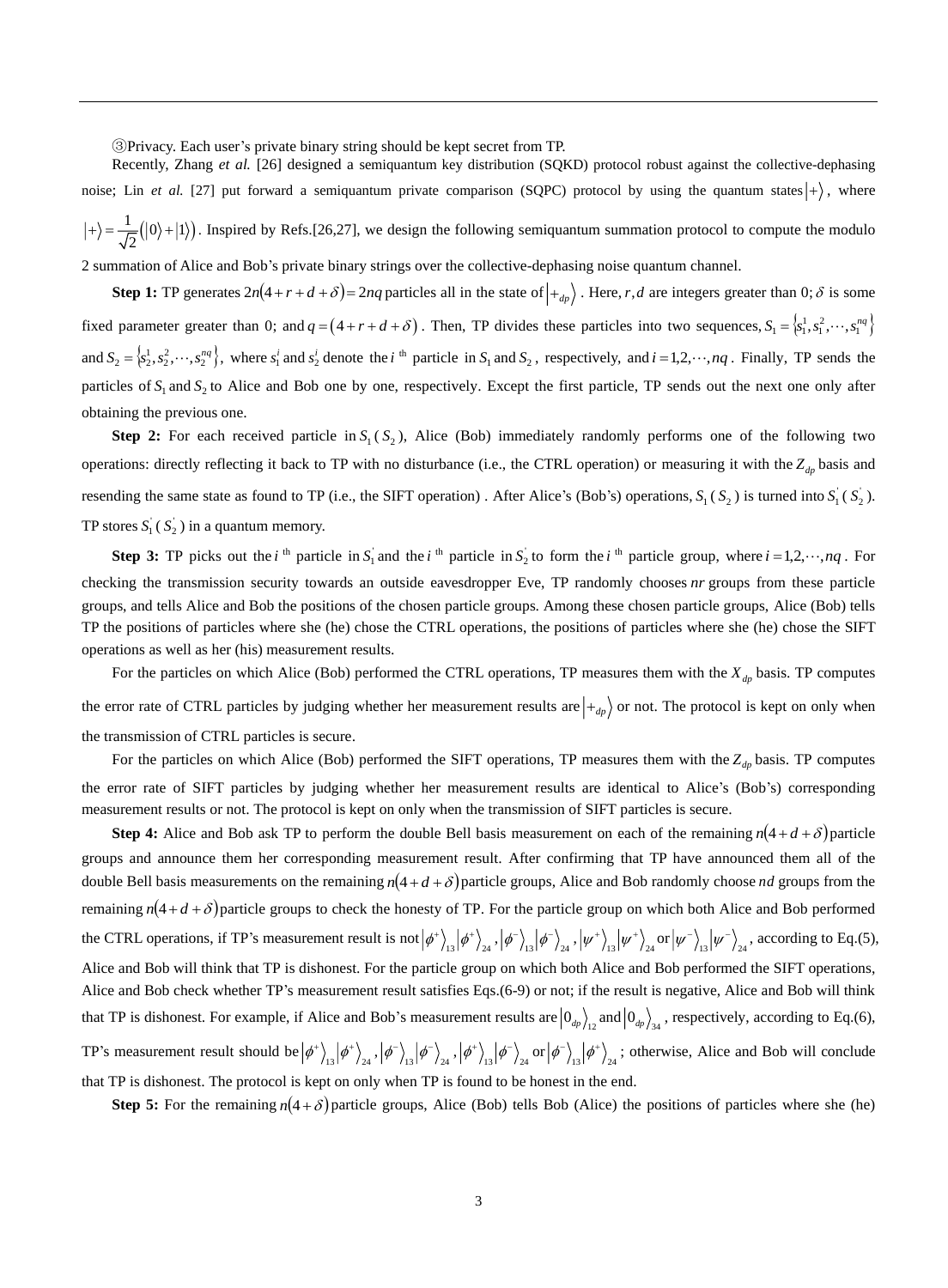③Privacy. Each user's private binary string should be kept secret from TP.

Recently, Zhang *et al.* [26] designed a semiquantum key distribution (SQKD) protocol robust against the collective-dephasing noise; Lin *et al.* [27] put forward a semiquantum private comparison (SQPC) protocol by using the quantum states $|+\rangle$, where $|+\rangle = \frac{1}{\sqrt{2}}(|0\rangle + |1\rangle)$. Inspired by Refs.[26,27], we design the following semiquantum summation protocol to compute the modulo 2 summation of Alice and Bob's private binary strings over the collective-dephasing noise quantum channel.

**Step 1:** TP generates $2n(4+r+d+\delta) = 2nq$ particles all in the state of $|+_{dp}\rangle$. Here, $r, d$ are integers greater than 0; $\delta$ is some fixed parameter greater than 0; and $q = (4+r+d+\delta)$. Then, TP divides these particles into two sequences, $S_1 = \{s_1^1, s_1^2, \cdots, s_1^{nq}\}$ and $S_2 = \{s_2^1, s_2^2, \cdots, s_2^{nq}\}$, where $s_1^i$ and $s_2^i$ denote the $i$ th particle in $S_1$ and $S_2$, respectively, and $i = 1,2,\cdots,nq$. Finally, TP sends the particles of $S_1$ and $S_2$ to Alice and Bob one by one, respectively. Except the first particle, TP sends out the next one only after obtaining the previous one.

**Step 2:** For each received particle in $S_1$ ($S_2$), Alice (Bob) immediately randomly performs one of the following two operations: directly reflecting it back to TP with no disturbance (i.e., the CTRL operation) or measuring it with the $Z_{dp}$ basis and resending the same state as found to TP (i.e., the SIFT operation) . After Alice's (Bob's) operations, $S_1$ ($S_2$) is turned into $S_1'$ ($S_2'$). TP stores $S_1'$ ($S_2'$) in a quantum memory.

**Step 3:** TP picks out the $i$ th particle in $S_1'$ and the $i$ th particle in $S_2'$ to form the $i$ th particle group, where $i = 1,2,\cdots,nq$. For checking the transmission security towards an outside eavesdropper Eve, TP randomly chooses $nr$ groups from these particle groups, and tells Alice and Bob the positions of the chosen particle groups. Among these chosen particle groups, Alice (Bob) tells TP the positions of particles where she (he) chose the CTRL operations, the positions of particles where she (he) chose the SIFT operations as well as her (his) measurement results.

For the particles on which Alice (Bob) performed the CTRL operations, TP measures them with the $X_{dp}$ basis. TP computes the error rate of CTRL particles by judging whether her measurement results are $|+_{dp}\rangle$ or not. The protocol is kept on only when the transmission of CTRL particles is secure.

For the particles on which Alice (Bob) performed the SIFT operations, TP measures them with the $Z_{dp}$ basis. TP computes the error rate of SIFT particles by judging whether her measurement results are identical to Alice's (Bob's) corresponding measurement results or not. The protocol is kept on only when the transmission of SIFT particles is secure.

**Step 4:** Alice and Bob ask TP to perform the double Bell basis measurement on each of the remaining $n(4+d+\delta)$ particle groups and announce them her corresponding measurement result. After confirming that TP have announced them all of the double Bell basis measurements on the remaining $n(4+d+\delta)$ particle groups, Alice and Bob randomly choose $nd$ groups from the remaining $n(4+d+\delta)$ particle groups to check the honesty of TP. For the particle group on which both Alice and Bob performed the CTRL operations, if TP's measurement result is not $|\phi^+\rangle_{13}|\phi^+\rangle_{24}$, $|\phi^-\rangle_{13}|\phi^-\rangle_{24}$, $|\psi^+\rangle_{13}|\psi^+\rangle_{24}$ or $|\psi^-\rangle_{13}|\psi^-\rangle_{24}$, according to Eq.(5), Alice and Bob will think that TP is dishonest. For the particle group on which both Alice and Bob performed the SIFT operations, Alice and Bob check whether TP's measurement result satisfies Eqs.(6-9) or not; if the result is negative, Alice and Bob will think that TP is dishonest. For example, if Alice and Bob's measurement results are $|0_{dp}\rangle_{12}$ and $|0_{dp}\rangle_{34}$, respectively, according to Eq.(6), TP's measurement result should be $|\phi^+\rangle_{13}|\phi^+\rangle_{24}$, $|\phi^-\rangle_{13}|\phi^-\rangle_{24}$, $|\phi^+\rangle_{13}|\phi^-\rangle_{24}$ or $|\phi^-\rangle_{13}|\phi^+\rangle_{24}$; otherwise, Alice and Bob will conclude that TP is dishonest. The protocol is kept on only when TP is found to be honest in the end.

**Step 5:** For the remaining $n(4+\delta)$ particle groups, Alice (Bob) tells Bob (Alice) the positions of particles where she (he)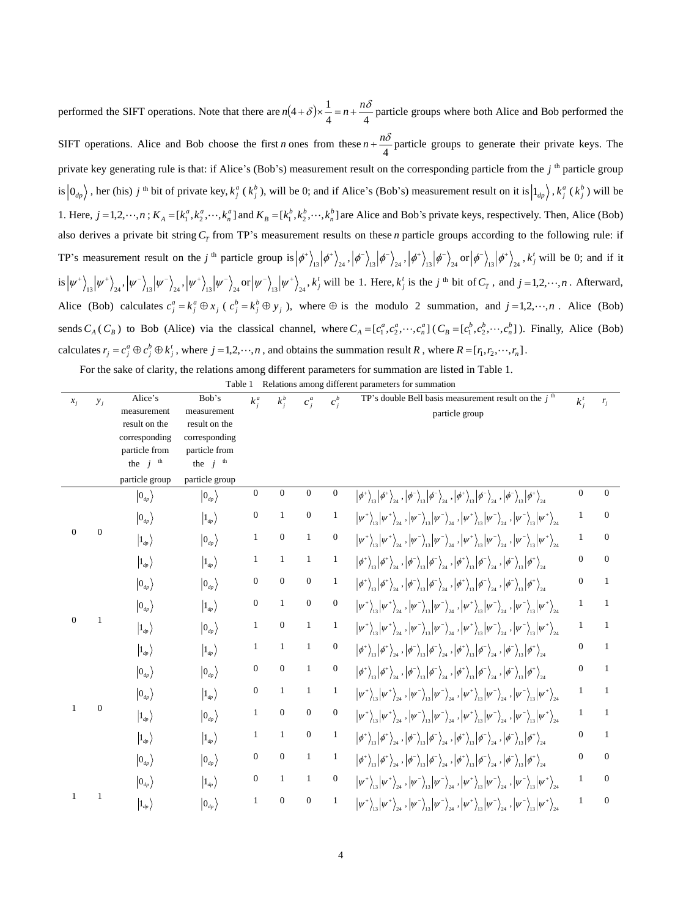performed the SIFT operations. Note that there are $n(4+\delta)\times\frac{1}{4}=n+\frac{n\delta}{4}$ particle groups where both Alice and Bob performed the SIFT operations. Alice and Bob choose the first $n$ ones from these $n+\frac{n\delta}{4}$ particle groups to generate their private keys. The private key generating rule is that: if Alice's (Bob's) measurement result on the corresponding particle from the $j$ th particle group is $|0_{dp}\rangle$, her (his) $j$ th bit of private key, $k_j^a$ ($k_j^b$), will be 0; and if Alice's (Bob's) measurement result on it is $|1_{dp}\rangle$, $k_j^a$ ($k_j^b$) will be 1. Here, $j=1,2,\cdots,n$; $K_A=[k_1^a,k_2^a,\cdots,k_n^a]$ and $K_B=[k_1^b,k_2^b,\cdots,k_n^b]$ are Alice and Bob's private keys, respectively. Then, Alice (Bob) also derives a private bit string $C_T$ from TP's measurement results on these $n$ particle groups according to the following rule: if TP's measurement result on the $j$ th particle group is $|\phi^+\rangle_{13}|\phi^+\rangle_{24}$, $|\phi^-\rangle_{13}|\phi^-\rangle_{24}$, $|\phi^+\rangle_{13}|\phi^-\rangle_{24}$ or $|\phi^-\rangle_{13}|\phi^+\rangle_{24}$, $k_j^t$ will be 0; and if it is $|\psi^+\rangle_{13}|\psi^+\rangle_{24}$, $|\psi^-\rangle_{13}|\psi^-\rangle_{24}$, $|\psi^+\rangle_{13}|\psi^-\rangle_{24}$ or $|\psi^-\rangle_{13}|\psi^+\rangle_{24}$, $k_j^t$ will be 1. Here, $k_j^t$ is the $j$ th bit of $C_T$, and $j=1,2,\cdots,n$. Afterward, Alice (Bob) calculates $c_j^a=k_j^a\oplus x_j$ ($c_j^b=k_j^b\oplus y_j$), where $\oplus$ is the modulo 2 summation, and $j=1,2,\cdots,n$. Alice (Bob) sends $C_A$ ($C_B$) to Bob (Alice) via the classical channel, where $C_A=[c_1^a,c_2^a,\cdots,c_n^a]$ ($C_B=[c_1^b,c_2^b,\cdots,c_n^b]$). Finally, Alice (Bob) calculates $r_j=c_j^a\oplus c_j^b\oplus k_j^t$, where $j=1,2,\cdots,n$, and obtains the summation result $R$, where $R=[r_1,r_2,\cdots,r_n]$.

For the sake of clarity, the relations among different parameters for summation are listed in Table 1.

Table 1 Relations among different parameters for summation

| $x_j$ | $y_j$ | Alice's measurement result on the corresponding particle from the $j$ th particle group | Bob's measurement result on the corresponding particle from the $j$ th particle group | $k_j^a$ | $k_j^b$ | $c_j^a$ | $c_j^b$ | TP's double Bell basis measurement result on the $j$ th particle group | $k_j^t$ | $r_j$ |
|---|---|---|---|---|---|---|---|---|---|---|
| 0 | 0 | $\|0_{dp}\rangle$ | $\|0_{dp}\rangle$ | 0 | 0 | 0 | 0 | $\|\phi^+\rangle_{13}\|\phi^+\rangle_{24}$, $\|\phi^-\rangle_{13}\|\phi^-\rangle_{24}$, $\|\phi^+\rangle_{13}\|\phi^-\rangle_{24}$, $\|\phi^-\rangle_{13}\|\phi^+\rangle_{24}$ | 0 | 0 |
| | | $\|0_{dp}\rangle$ | $\|1_{dp}\rangle$ | 0 | 1 | 0 | 1 | $\|\psi^+\rangle_{13}\|\psi^+\rangle_{24}$, $\|\psi^-\rangle_{13}\|\psi^-\rangle_{24}$, $\|\psi^+\rangle_{13}\|\psi^-\rangle_{24}$, $\|\psi^-\rangle_{13}\|\psi^+\rangle_{24}$ | 1 | 0 |
| | | $\|1_{dp}\rangle$ | $\|0_{dp}\rangle$ | 1 | 0 | 1 | 0 | $\|\psi^+\rangle_{13}\|\psi^+\rangle_{24}$, $\|\psi^-\rangle_{13}\|\psi^-\rangle_{24}$, $\|\psi^+\rangle_{13}\|\psi^-\rangle_{24}$, $\|\psi^-\rangle_{13}\|\psi^+\rangle_{24}$ | 1 | 0 |
| | | $\|1_{dp}\rangle$ | $\|1_{dp}\rangle$ | 1 | 1 | 1 | 1 | $\|\phi^+\rangle_{13}\|\phi^+\rangle_{24}$, $\|\phi^-\rangle_{13}\|\phi^-\rangle_{24}$, $\|\phi^+\rangle_{13}\|\phi^-\rangle_{24}$, $\|\phi^-\rangle_{13}\|\phi^+\rangle_{24}$ | 0 | 0 |
| 0 | 1 | $\|0_{dp}\rangle$ | $\|0_{dp}\rangle$ | 0 | 0 | 0 | 1 | $\|\phi^+\rangle_{13}\|\phi^+\rangle_{24}$, $\|\phi^-\rangle_{13}\|\phi^-\rangle_{24}$, $\|\phi^+\rangle_{13}\|\phi^-\rangle_{24}$, $\|\phi^-\rangle_{13}\|\phi^+\rangle_{24}$ | 0 | 1 |
| | | $\|0_{dp}\rangle$ | $\|1_{dp}\rangle$ | 0 | 1 | 0 | 0 | $\|\psi^+\rangle_{13}\|\psi^+\rangle_{24}$, $\|\psi^-\rangle_{13}\|\psi^-\rangle_{24}$, $\|\psi^+\rangle_{13}\|\psi^-\rangle_{24}$, $\|\psi^-\rangle_{13}\|\psi^+\rangle_{24}$ | 1 | 1 |
| | | $\|1_{dp}\rangle$ | $\|0_{dp}\rangle$ | 1 | 0 | 1 | 1 | $\|\psi^+\rangle_{13}\|\psi^+\rangle_{24}$, $\|\psi^-\rangle_{13}\|\psi^-\rangle_{24}$, $\|\psi^+\rangle_{13}\|\psi^-\rangle_{24}$, $\|\psi^-\rangle_{13}\|\psi^+\rangle_{24}$ | 1 | 1 |
| | | $\|1_{dp}\rangle$ | $\|1_{dp}\rangle$ | 1 | 1 | 1 | 0 | $\|\phi^+\rangle_{13}\|\phi^+\rangle_{24}$, $\|\phi^-\rangle_{13}\|\phi^-\rangle_{24}$, $\|\phi^+\rangle_{13}\|\phi^-\rangle_{24}$, $\|\phi^-\rangle_{13}\|\phi^+\rangle_{24}$ | 0 | 1 |
| 1 | 0 | $\|0_{dp}\rangle$ | $\|0_{dp}\rangle$ | 0 | 0 | 1 | 0 | $\|\phi^+\rangle_{13}\|\phi^+\rangle_{24}$, $\|\phi^-\rangle_{13}\|\phi^-\rangle_{24}$, $\|\phi^+\rangle_{13}\|\phi^-\rangle_{24}$, $\|\phi^-\rangle_{13}\|\phi^+\rangle_{24}$ | 0 | 1 |
| | | $\|0_{dp}\rangle$ | $\|1_{dp}\rangle$ | 0 | 1 | 1 | 1 | $\|\psi^+\rangle_{13}\|\psi^+\rangle_{24}$, $\|\psi^-\rangle_{13}\|\psi^-\rangle_{24}$, $\|\psi^+\rangle_{13}\|\psi^-\rangle_{24}$, $\|\psi^-\rangle_{13}\|\psi^+\rangle_{24}$ | 1 | 1 |
| | | $\|1_{dp}\rangle$ | $\|0_{dp}\rangle$ | 1 | 0 | 0 | 0 | $\|\psi^+\rangle_{13}\|\psi^+\rangle_{24}$, $\|\psi^-\rangle_{13}\|\psi^-\rangle_{24}$, $\|\psi^+\rangle_{13}\|\psi^-\rangle_{24}$, $\|\psi^-\rangle_{13}\|\psi^+\rangle_{24}$ | 1 | 1 |
| | | $\|1_{dp}\rangle$ | $\|1_{dp}\rangle$ | 1 | 1 | 0 | 1 | $\|\phi^+\rangle_{13}\|\phi^+\rangle_{24}$, $\|\phi^-\rangle_{13}\|\phi^-\rangle_{24}$, $\|\phi^+\rangle_{13}\|\phi^-\rangle_{24}$, $\|\phi^-\rangle_{13}\|\phi^+\rangle_{24}$ | 0 | 1 |
| 1 | 1 | $\|0_{dp}\rangle$ | $\|0_{dp}\rangle$ | 0 | 0 | 1 | 1 | $\|\phi^+\rangle_{13}\|\phi^+\rangle_{24}$, $\|\phi^-\rangle_{13}\|\phi^-\rangle_{24}$, $\|\phi^+\rangle_{13}\|\phi^-\rangle_{24}$, $\|\phi^-\rangle_{13}\|\phi^+\rangle_{24}$ | 0 | 0 |
| | | $\|0_{dp}\rangle$ | $\|1_{dp}\rangle$ | 0 | 1 | 1 | 0 | $\|\psi^+\rangle_{13}\|\psi^+\rangle_{24}$, $\|\psi^-\rangle_{13}\|\psi^-\rangle_{24}$, $\|\psi^+\rangle_{13}\|\psi^-\rangle_{24}$, $\|\psi^-\rangle_{13}\|\psi^+\rangle_{24}$ | 1 | 0 |
| | | $\|1_{dp}\rangle$ | $\|0_{dp}\rangle$ | 1 | 0 | 0 | 1 | $\|\psi^+\rangle_{13}\|\psi^+\rangle_{24}$, $\|\psi^-\rangle_{13}\|\psi^-\rangle_{24}$, $\|\psi^+\rangle_{13}\|\psi^-\rangle_{24}$, $\|\psi^-\rangle_{13}\|\psi^+\rangle_{24}$ | 1 | 0 |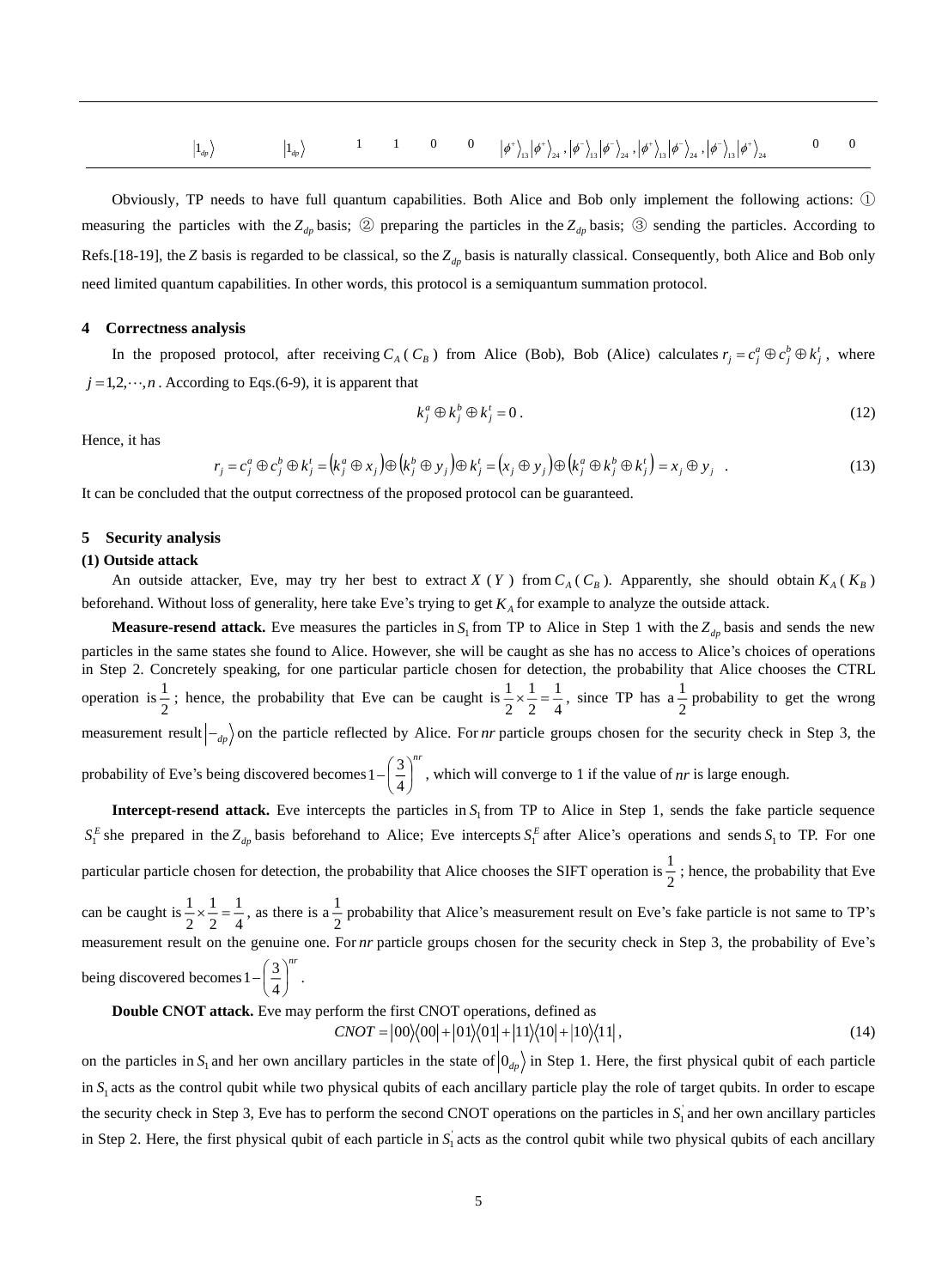| | | | | | | | | |
|---|---|---|---|---|---|---|---|---|
| $\|1_{dp}\rangle$ | $\|1_{dp}\rangle$ | 1 | 1 | 0 | 0 | $\|\phi^+\rangle_{13}\|\phi^+\rangle_{24}$ , $\|\phi^-\rangle_{13}\|\phi^-\rangle_{24}$ , $\|\phi^+\rangle_{13}\|\phi^-\rangle_{24}$ , $\|\phi^-\rangle_{13}\|\phi^+\rangle_{24}$ | 0 | 0 |

Obviously, TP needs to have full quantum capabilities. Both Alice and Bob only implement the following actions: ① measuring the particles with the $Z_{dp}$ basis; ② preparing the particles in the $Z_{dp}$ basis; ③ sending the particles. According to Refs.[18-19], the $Z$ basis is regarded to be classical, so the $Z_{dp}$ basis is naturally classical. Consequently, both Alice and Bob only need limited quantum capabilities. In other words, this protocol is a semiquantum summation protocol.

## 4 Correctness analysis

In the proposed protocol, after receiving $C_A$ ( $C_B$ ) from Alice (Bob), Bob (Alice) calculates $r_j = c_j^a \oplus c_j^b \oplus k_j^t$ , where $j = 1,2,\cdots,n$ . According to Eqs.(6-9), it is apparent that

$$k_j^a \oplus k_j^b \oplus k_j^t = 0 . \tag{12}$$

Hence, it has

$$r_j = c_j^a \oplus c_j^b \oplus k_j^t = \left(k_j^a \oplus x_j\right) \oplus \left(k_j^b \oplus y_j\right) \oplus k_j^t = \left(x_j \oplus y_j\right) \oplus \left(k_j^a \oplus k_j^b \oplus k_j^t\right) = x_j \oplus y_j \quad . \tag{13}$$

It can be concluded that the output correctness of the proposed protocol can be guaranteed.

## 5 Security analysis

### (1) Outside attack

An outside attacker, Eve, may try her best to extract $X$ ( $Y$ ) from $C_A$ ( $C_B$ ). Apparently, she should obtain $K_A$ ( $K_B$ ) beforehand. Without loss of generality, here take Eve's trying to get $K_A$ for example to analyze the outside attack.

**Measure-resend attack.** Eve measures the particles in $S_1$ from TP to Alice in Step 1 with the $Z_{dp}$ basis and sends the new particles in the same states she found to Alice. However, she will be caught as she has no access to Alice's choices of operations in Step 2. Concretely speaking, for one particular particle chosen for detection, the probability that Alice chooses the CTRL operation is $\frac{1}{2}$ ; hence, the probability that Eve can be caught is $\frac{1}{2} \times \frac{1}{2} = \frac{1}{4}$ , since TP has a $\frac{1}{2}$ probability to get the wrong measurement result $|-_{dp}\rangle$ on the particle reflected by Alice. For $nr$ particle groups chosen for the security check in Step 3, the probability of Eve's being discovered becomes $1 - \left(\frac{3}{4}\right)^{nr}$ , which will converge to 1 if the value of $nr$ is large enough.

**Intercept-resend attack.** Eve intercepts the particles in $S_1$ from TP to Alice in Step 1, sends the fake particle sequence $S_1^E$ she prepared in the $Z_{dp}$ basis beforehand to Alice; Eve intercepts $S_1^E$ after Alice's operations and sends $S_1$ to TP. For one particular particle chosen for detection, the probability that Alice chooses the SIFT operation is $\frac{1}{2}$ ; hence, the probability that Eve can be caught is $\frac{1}{2} \times \frac{1}{2} = \frac{1}{4}$ , as there is a $\frac{1}{2}$ probability that Alice's measurement result on Eve's fake particle is not same to TP's measurement result on the genuine one. For $nr$ particle groups chosen for the security check in Step 3, the probability of Eve's being discovered becomes $1 - \left(\frac{3}{4}\right)^{nr}$ .

**Double CNOT attack.** Eve may perform the first CNOT operations, defined as

$$CNOT = |00\rangle\langle 00| + |01\rangle\langle 01| + |11\rangle\langle 10| + |10\rangle\langle 11| , \tag{14}$$

on the particles in $S_1$ and her own ancillary particles in the state of $|0_{dp}\rangle$ in Step 1. Here, the first physical qubit of each particle in $S_1$ acts as the control qubit while two physical qubits of each ancillary particle play the role of target qubits. In order to escape the security check in Step 3, Eve has to perform the second CNOT operations on the particles in $S_1^{'}$ and her own ancillary particles in Step 2. Here, the first physical qubit of each particle in $S_1^{'}$ acts as the control qubit while two physical qubits of each ancillary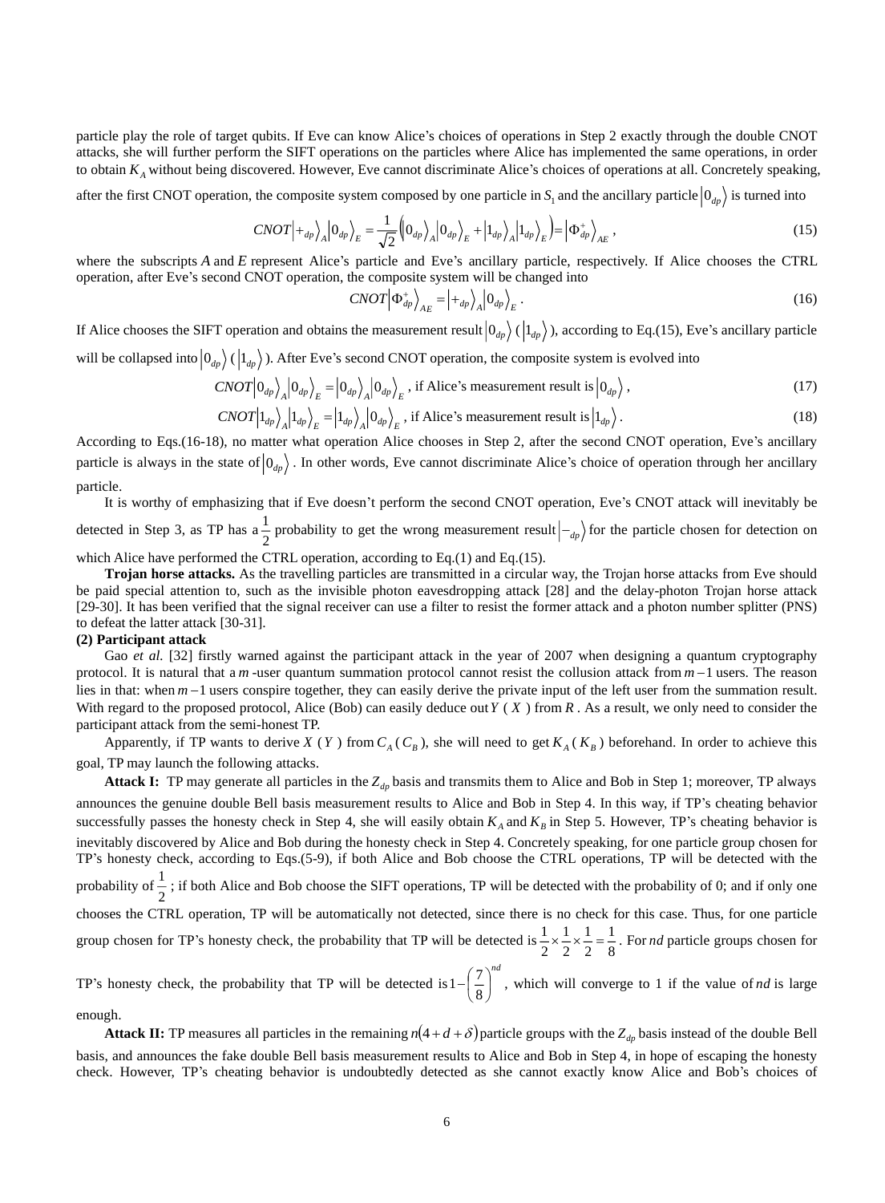particle play the role of target qubits. If Eve can know Alice's choices of operations in Step 2 exactly through the double CNOT attacks, she will further perform the SIFT operations on the particles where Alice has implemented the same operations, in order to obtain $K_A$ without being discovered. However, Eve cannot discriminate Alice's choices of operations at all. Concretely speaking, after the first CNOT operation, the composite system composed by one particle in $S_1$ and the ancillary particle $|0_{dp}\rangle$ is turned into

$$CNOT|+_{dp}\rangle_A|0_{dp}\rangle_E = \frac{1}{\sqrt{2}}\left(|0_{dp}\rangle_A|0_{dp}\rangle_E + |1_{dp}\rangle_A|1_{dp}\rangle_E\right) = |\Phi^+_{dp}\rangle_{AE}, \tag{15}$$

where the subscripts $A$ and $E$ represent Alice's particle and Eve's ancillary particle, respectively. If Alice chooses the CTRL operation, after Eve's second CNOT operation, the composite system will be changed into

$$CNOT|\Phi^+_{dp}\rangle_{AE} = |+_{dp}\rangle_A|0_{dp}\rangle_E. \tag{16}$$

If Alice chooses the SIFT operation and obtains the measurement result $|0_{dp}\rangle$ ($|1_{dp}\rangle$), according to Eq.(15), Eve's ancillary particle will be collapsed into $|0_{dp}\rangle$ ($|1_{dp}\rangle$). After Eve's second CNOT operation, the composite system is evolved into

$$CNOT|0_{dp}\rangle_A|0_{dp}\rangle_E = |0_{dp}\rangle_A|0_{dp}\rangle_E, \text{ if Alice's measurement result is } |0_{dp}\rangle, \tag{17}$$

$$CNOT|1_{dp}\rangle_A|1_{dp}\rangle_E = |1_{dp}\rangle_A|0_{dp}\rangle_E, \text{ if Alice's measurement result is } |1_{dp}\rangle. \tag{18}$$

According to Eqs.(16-18), no matter what operation Alice chooses in Step 2, after the second CNOT operation, Eve's ancillary particle is always in the state of $|0_{dp}\rangle$. In other words, Eve cannot discriminate Alice's choice of operation through her ancillary particle.

It is worthy of emphasizing that if Eve doesn't perform the second CNOT operation, Eve's CNOT attack will inevitably be detected in Step 3, as TP has a $\frac{1}{2}$ probability to get the wrong measurement result $|-_{dp}\rangle$ for the particle chosen for detection on which Alice have performed the CTRL operation, according to Eq.(1) and Eq.(15).

**Trojan horse attacks.** As the travelling particles are transmitted in a circular way, the Trojan horse attacks from Eve should be paid special attention to, such as the invisible photon eavesdropping attack [28] and the delay-photon Trojan horse attack [29-30]. It has been verified that the signal receiver can use a filter to resist the former attack and a photon number splitter (PNS) to defeat the latter attack [30-31].

**(2) Participant attack**

Gao *et al.* [32] firstly warned against the participant attack in the year of 2007 when designing a quantum cryptography protocol. It is natural that a $m$-user quantum summation protocol cannot resist the collusion attack from $m-1$ users. The reason lies in that: when $m-1$ users conspire together, they can easily derive the private input of the left user from the summation result. With regard to the proposed protocol, Alice (Bob) can easily deduce out $Y$ ($X$) from $R$. As a result, we only need to consider the participant attack from the semi-honest TP.

Apparently, if TP wants to derive $X$ ($Y$) from $C_A$ ($C_B$), she will need to get $K_A$ ($K_B$) beforehand. In order to achieve this goal, TP may launch the following attacks.

**Attack I:** TP may generate all particles in the $Z_{dp}$ basis and transmits them to Alice and Bob in Step 1; moreover, TP always announces the genuine double Bell basis measurement results to Alice and Bob in Step 4. In this way, if TP's cheating behavior successfully passes the honesty check in Step 4, she will easily obtain $K_A$ and $K_B$ in Step 5. However, TP's cheating behavior is inevitably discovered by Alice and Bob during the honesty check in Step 4. Concretely speaking, for one particle group chosen for TP's honesty check, according to Eqs.(5-9), if both Alice and Bob choose the CTRL operations, TP will be detected with the probability of $\frac{1}{2}$; if both Alice and Bob choose the SIFT operations, TP will be detected with the probability of 0; and if only one chooses the CTRL operation, TP will be automatically not detected, since there is no check for this case. Thus, for one particle group chosen for TP's honesty check, the probability that TP will be detected is $\frac{1}{2}\times\frac{1}{2}\times\frac{1}{2}=\frac{1}{8}$. For $nd$ particle groups chosen for TP's honesty check, the probability that TP will be detected is $1-\left(\frac{7}{8}\right)^{nd}$, which will converge to 1 if the value of $nd$ is large enough.

**Attack II:** TP measures all particles in the remaining $n(4+d+\delta)$ particle groups with the $Z_{dp}$ basis instead of the double Bell basis, and announces the fake double Bell basis measurement results to Alice and Bob in Step 4, in hope of escaping the honesty check. However, TP's cheating behavior is undoubtedly detected as she cannot exactly know Alice and Bob's choices of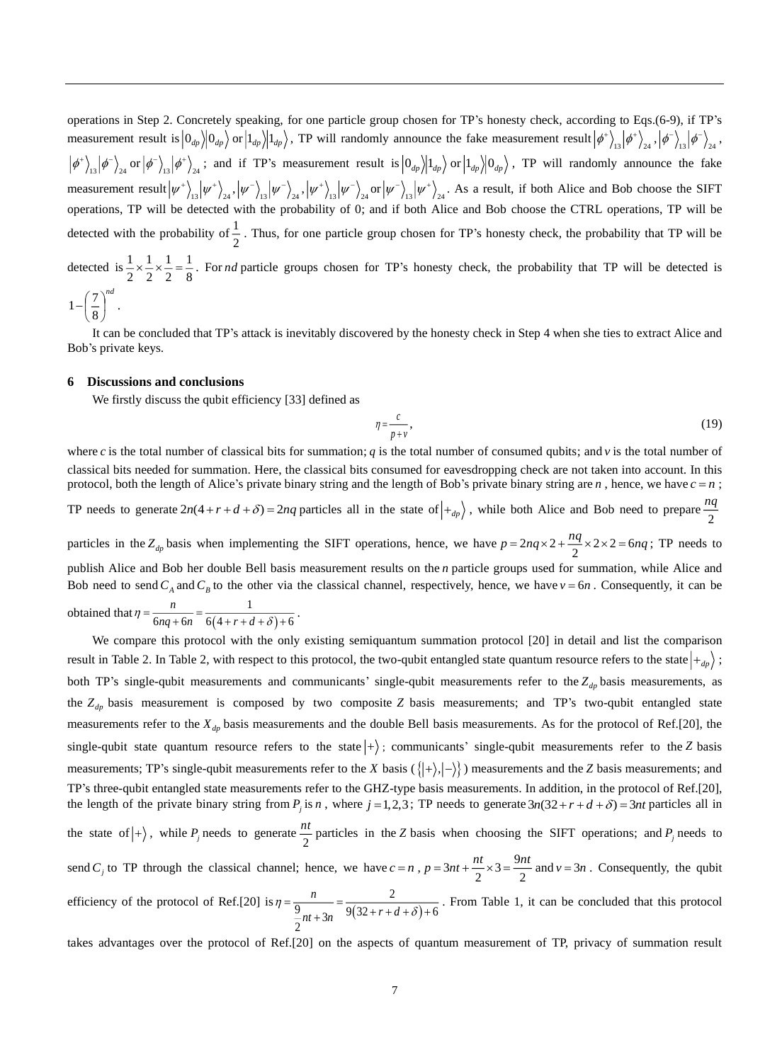operations in Step 2. Concretely speaking, for one particle group chosen for TP's honesty check, according to Eqs.(6-9), if TP's measurement result is $|0_{dp}\rangle|0_{dp}\rangle$ or $|1_{dp}\rangle|1_{dp}\rangle$, TP will randomly announce the fake measurement result $|\phi^+\rangle_{13}|\phi^+\rangle_{24}$, $|\phi^-\rangle_{13}|\phi^-\rangle_{24}$, $|\phi^+\rangle_{13}|\phi^-\rangle_{24}$ or $|\phi^-\rangle_{13}|\phi^+\rangle_{24}$; and if TP's measurement result is $|0_{dp}\rangle|1_{dp}\rangle$ or $|1_{dp}\rangle|0_{dp}\rangle$, TP will randomly announce the fake measurement result $|\psi^+\rangle_{13}|\psi^+\rangle_{24}$, $|\psi^-\rangle_{13}|\psi^-\rangle_{24}$, $|\psi^+\rangle_{13}|\psi^-\rangle_{24}$ or $|\psi^-\rangle_{13}|\psi^+\rangle_{24}$. As a result, if both Alice and Bob choose the SIFT operations, TP will be detected with the probability of 0; and if both Alice and Bob choose the CTRL operations, TP will be detected with the probability of $\frac{1}{2}$. Thus, for one particle group chosen for TP's honesty check, the probability that TP will be detected is $\frac{1}{2}\times\frac{1}{2}\times\frac{1}{2}=\frac{1}{8}$. For $nd$ particle groups chosen for TP's honesty check, the probability that TP will be detected is $1-\left(\frac{7}{8}\right)^{nd}$.

It can be concluded that TP's attack is inevitably discovered by the honesty check in Step 4 when she ties to extract Alice and Bob's private keys.

## 6 Discussions and conclusions

We firstly discuss the qubit efficiency [33] defined as

$$\eta=\frac{c}{p+v}, \tag{19}$$

where $c$ is the total number of classical bits for summation; $q$ is the total number of consumed qubits; and $v$ is the total number of classical bits needed for summation. Here, the classical bits consumed for eavesdropping check are not taken into account. In this protocol, both the length of Alice's private binary string and the length of Bob's private binary string are $n$, hence, we have $c=n$; TP needs to generate $2n(4+r+d+\delta)=2nq$ particles all in the state of $|+_{dp}\rangle$, while both Alice and Bob need to prepare $\frac{nq}{2}$ particles in the $Z_{dp}$ basis when implementing the SIFT operations, hence, we have $p=2nq\times 2+\frac{nq}{2}\times 2\times 2=6nq$; TP needs to publish Alice and Bob her double Bell basis measurement results on the $n$ particle groups used for summation, while Alice and Bob need to send $C_A$ and $C_B$ to the other via the classical channel, respectively, hence, we have $v=6n$. Consequently, it can be obtained that $\eta=\frac{n}{6nq+6n}=\frac{1}{6(4+r+d+\delta)+6}$.

We compare this protocol with the only existing semiquantum summation protocol [20] in detail and list the comparison result in Table 2. In Table 2, with respect to this protocol, the two-qubit entangled state quantum resource refers to the state $|+_{dp}\rangle$; both TP's single-qubit measurements and communicants' single-qubit measurements refer to the $Z_{dp}$ basis measurements, as the $Z_{dp}$ basis measurement is composed by two composite $Z$ basis measurements; and TP's two-qubit entangled state measurements refer to the $X_{dp}$ basis measurements and the double Bell basis measurements. As for the protocol of Ref.[20], the single-qubit state quantum resource refers to the state $|+\rangle$; communicants' single-qubit measurements refer to the $Z$ basis measurements; TP's single-qubit measurements refer to the $X$ basis ($\{|+\rangle,|-\rangle\}$) measurements and the $Z$ basis measurements; and TP's three-qubit entangled state measurements refer to the GHZ-type basis measurements. In addition, in the protocol of Ref.[20], the length of the private binary string from $P_j$ is $n$, where $j=1,2,3$; TP needs to generate $3n(32+r+d+\delta)=3nt$ particles all in the state of $|+\rangle$, while $P_j$ needs to generate $\frac{nt}{2}$ particles in the $Z$ basis when choosing the SIFT operations; and $P_j$ needs to send $C_j$ to TP through the classical channel; hence, we have $c=n$, $p=3nt+\frac{nt}{2}\times 3=\frac{9nt}{2}$ and $v=3n$. Consequently, the qubit efficiency of the protocol of Ref.[20] is $\eta=\frac{n}{\frac{9}{2}nt+3n}=\frac{2}{9(32+r+d+\delta)+6}$. From Table 1, it can be concluded that this protocol takes advantages over the protocol of Ref.[20] on the aspects of quantum measurement of TP, privacy of summation result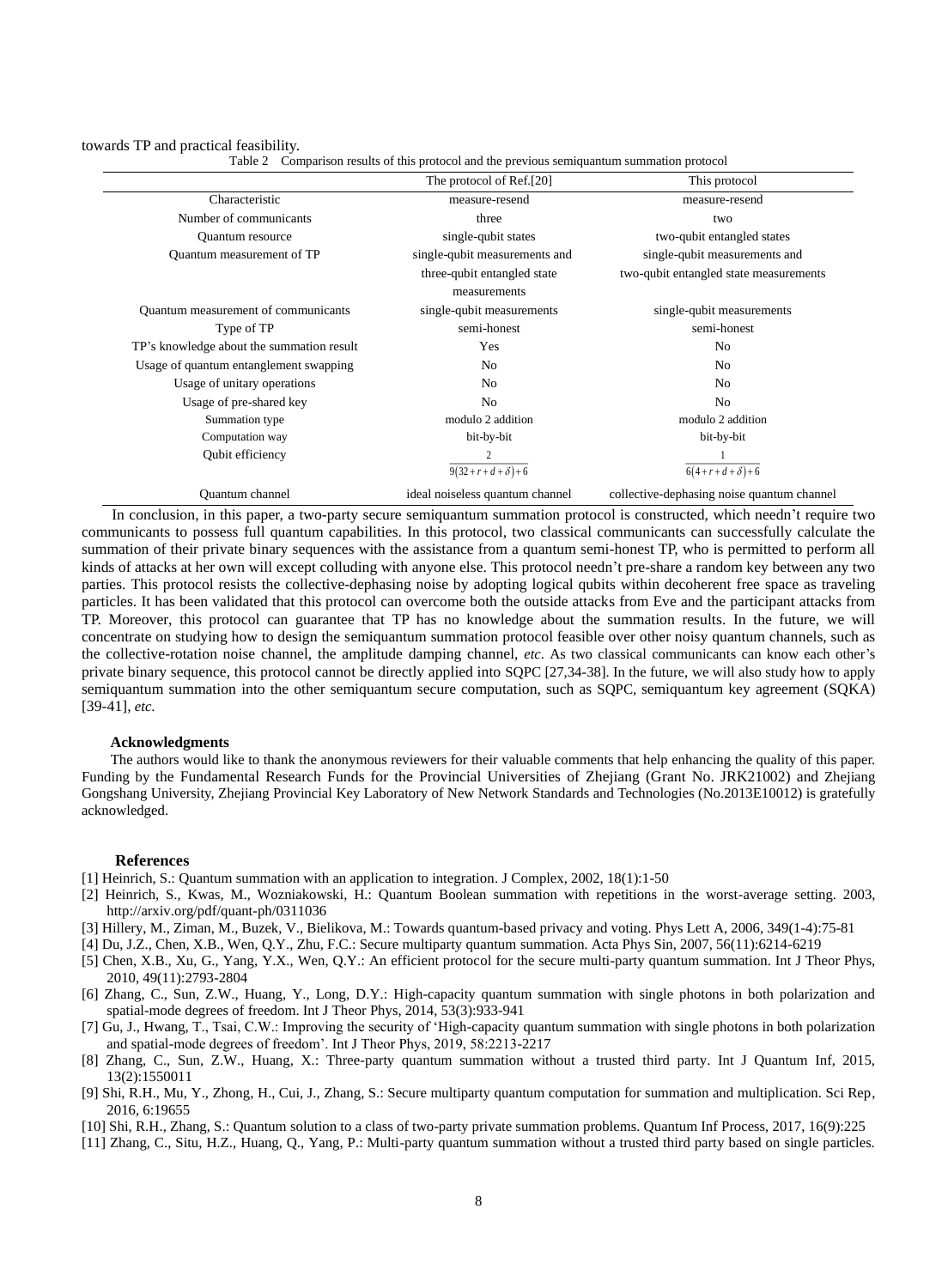towards TP and practical feasibility.

Table 2 Comparison results of this protocol and the previous semiquantum summation protocol

| | The protocol of Ref.[20] | This protocol |
|---|---|---|
| Characteristic | measure-resend | measure-resend |
| Number of communicants | three | two |
| Quantum resource | single-qubit states | two-qubit entangled states |
| Quantum measurement of TP | single-qubit measurements and three-qubit entangled state measurements | single-qubit measurements and two-qubit entangled state measurements |
| Quantum measurement of communicants | single-qubit measurements | single-qubit measurements |
| Type of TP | semi-honest | semi-honest |
| TP's knowledge about the summation result | Yes | No |
| Usage of quantum entanglement swapping | No | No |
| Usage of unitary operations | No | No |
| Usage of pre-shared key | No | No |
| Summation type | modulo 2 addition | modulo 2 addition |
| Computation way | bit-by-bit | bit-by-bit |
| Qubit efficiency | $\frac{2}{9(32+r+d+\delta)+6}$ | $\frac{1}{6(4+r+d+\delta)+6}$ |
| Quantum channel | ideal noiseless quantum channel | collective-dephasing noise quantum channel |

In conclusion, in this paper, a two-party secure semiquantum summation protocol is constructed, which needn't require two communicants to possess full quantum capabilities. In this protocol, two classical communicants can successfully calculate the summation of their private binary sequences with the assistance from a quantum semi-honest TP, who is permitted to perform all kinds of attacks at her own will except colluding with anyone else. This protocol needn't pre-share a random key between any two parties. This protocol resists the collective-dephasing noise by adopting logical qubits within decoherent free space as traveling particles. It has been validated that this protocol can overcome both the outside attacks from Eve and the participant attacks from TP. Moreover, this protocol can guarantee that TP has no knowledge about the summation results. In the future, we will concentrate on studying how to design the semiquantum summation protocol feasible over other noisy quantum channels, such as the collective-rotation noise channel, the amplitude damping channel, *etc*. As two classical communicants can know each other's private binary sequence, this protocol cannot be directly applied into SQPC [27,34-38]. In the future, we will also study how to apply semiquantum summation into the other semiquantum secure computation, such as SQPC, semiquantum key agreement (SQKA) [39-41], *etc*.

**Acknowledgments**

The authors would like to thank the anonymous reviewers for their valuable comments that help enhancing the quality of this paper. Funding by the Fundamental Research Funds for the Provincial Universities of Zhejiang (Grant No. JRK21002) and Zhejiang Gongshang University, Zhejiang Provincial Key Laboratory of New Network Standards and Technologies (No.2013E10012) is gratefully acknowledged.

**References**

[1] Heinrich, S.: Quantum summation with an application to integration. J Complex, 2002, 18(1):1-50

[2] Heinrich, S., Kwas, M., Wozniakowski, H.: Quantum Boolean summation with repetitions in the worst-average setting. 2003, http://arxiv.org/pdf/quant-ph/0311036

[3] Hillery, M., Ziman, M., Buzek, V., Bielikova, M.: Towards quantum-based privacy and voting. Phys Lett A, 2006, 349(1-4):75-81

[4] Du, J.Z., Chen, X.B., Wen, Q.Y., Zhu, F.C.: Secure multiparty quantum summation. Acta Phys Sin, 2007, 56(11):6214-6219

[5] Chen, X.B., Xu, G., Yang, Y.X., Wen, Q.Y.: An efficient protocol for the secure multi-party quantum summation. Int J Theor Phys, 2010, 49(11):2793-2804

[6] Zhang, C., Sun, Z.W., Huang, Y., Long, D.Y.: High-capacity quantum summation with single photons in both polarization and spatial-mode degrees of freedom. Int J Theor Phys, 2014, 53(3):933-941

[7] Gu, J., Hwang, T., Tsai, C.W.: Improving the security of 'High-capacity quantum summation with single photons in both polarization and spatial-mode degrees of freedom'. Int J Theor Phys, 2019, 58:2213-2217

[8] Zhang, C., Sun, Z.W., Huang, X.: Three-party quantum summation without a trusted third party. Int J Quantum Inf, 2015, 13(2):1550011

[9] Shi, R.H., Mu, Y., Zhong, H., Cui, J., Zhang, S.: Secure multiparty quantum computation for summation and multiplication. Sci Rep, 2016, 6:19655

[10] Shi, R.H., Zhang, S.: Quantum solution to a class of two-party private summation problems. Quantum Inf Process, 2017, 16(9):225

[11] Zhang, C., Situ, H.Z., Huang, Q., Yang, P.: Multi-party quantum summation without a trusted third party based on single particles.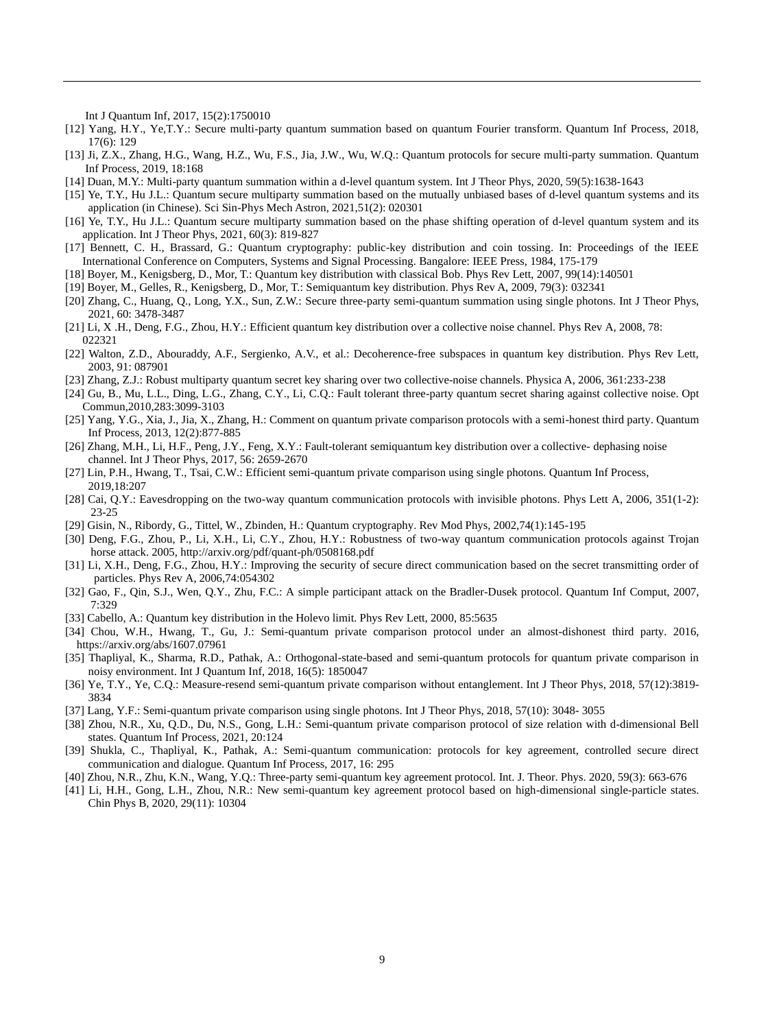Int J Quantum Inf, 2017, 15(2):1750010

[12] Yang, H.Y., Ye,T.Y.: Secure multi-party quantum summation based on quantum Fourier transform. Quantum Inf Process, 2018, 17(6): 129

[13] Ji, Z.X., Zhang, H.G., Wang, H.Z., Wu, F.S., Jia, J.W., Wu, W.Q.: Quantum protocols for secure multi-party summation. Quantum Inf Process, 2019, 18:168

[14] Duan, M.Y.: Multi-party quantum summation within a d-level quantum system. Int J Theor Phys, 2020, 59(5):1638-1643

[15] Ye, T.Y., Hu J.L.: Quantum secure multiparty summation based on the mutually unbiased bases of d-level quantum systems and its application (in Chinese). Sci Sin-Phys Mech Astron, 2021,51(2): 020301

[16] Ye, T.Y., Hu J.L.: Quantum secure multiparty summation based on the phase shifting operation of d-level quantum system and its application. Int J Theor Phys, 2021, 60(3): 819-827

[17] Bennett, C. H., Brassard, G.: Quantum cryptography: public-key distribution and coin tossing. In: Proceedings of the IEEE International Conference on Computers, Systems and Signal Processing. Bangalore: IEEE Press, 1984, 175-179

[18] Boyer, M., Kenigsberg, D., Mor, T.: Quantum key distribution with classical Bob. Phys Rev Lett, 2007, 99(14):140501

[19] Boyer, M., Gelles, R., Kenigsberg, D., Mor, T.: Semiquantum key distribution. Phys Rev A, 2009, 79(3): 032341

[20] Zhang, C., Huang, Q., Long, Y.X., Sun, Z.W.: Secure three-party semi-quantum summation using single photons. Int J Theor Phys, 2021, 60: 3478-3487

[21] Li, X .H., Deng, F.G., Zhou, H.Y.: Efficient quantum key distribution over a collective noise channel. Phys Rev A, 2008, 78: 022321

[22] Walton, Z.D., Abouraddy, A.F., Sergienko, A.V., et al.: Decoherence-free subspaces in quantum key distribution. Phys Rev Lett, 2003, 91: 087901

[23] Zhang, Z.J.: Robust multiparty quantum secret key sharing over two collective-noise channels. Physica A, 2006, 361:233-238

[24] Gu, B., Mu, L.L., Ding, L.G., Zhang, C.Y., Li, C.Q.: Fault tolerant three-party quantum secret sharing against collective noise. Opt Commun,2010,283:3099-3103

[25] Yang, Y.G., Xia, J., Jia, X., Zhang, H.: Comment on quantum private comparison protocols with a semi-honest third party. Quantum Inf Process, 2013, 12(2):877-885

[26] Zhang, M.H., Li, H.F., Peng, J.Y., Feng, X.Y.: Fault-tolerant semiquantum key distribution over a collective- dephasing noise channel. Int J Theor Phys, 2017, 56: 2659-2670

[27] Lin, P.H., Hwang, T., Tsai, C.W.: Efficient semi-quantum private comparison using single photons. Quantum Inf Process, 2019,18:207

[28] Cai, Q.Y.: Eavesdropping on the two-way quantum communication protocols with invisible photons. Phys Lett A, 2006, 351(1-2): 23-25

[29] Gisin, N., Ribordy, G., Tittel, W., Zbinden, H.: Quantum cryptography. Rev Mod Phys, 2002,74(1):145-195

[30] Deng, F.G., Zhou, P., Li, X.H., Li, C.Y., Zhou, H.Y.: Robustness of two-way quantum communication protocols against Trojan horse attack. 2005, http://arxiv.org/pdf/quant-ph/0508168.pdf

[31] Li, X.H., Deng, F.G., Zhou, H.Y.: Improving the security of secure direct communication based on the secret transmitting order of particles. Phys Rev A, 2006,74:054302

[32] Gao, F., Qin, S.J., Wen, Q.Y., Zhu, F.C.: A simple participant attack on the Bradler-Dusek protocol. Quantum Inf Comput, 2007, 7:329

[33] Cabello, A.: Quantum key distribution in the Holevo limit. Phys Rev Lett, 2000, 85:5635

[34] Chou, W.H., Hwang, T., Gu, J.: Semi-quantum private comparison protocol under an almost-dishonest third party. 2016, https://arxiv.org/abs/1607.07961

[35] Thapliyal, K., Sharma, R.D., Pathak, A.: Orthogonal-state-based and semi-quantum protocols for quantum private comparison in noisy environment. Int J Quantum Inf, 2018, 16(5): 1850047

[36] Ye, T.Y., Ye, C.Q.: Measure-resend semi-quantum private comparison without entanglement. Int J Theor Phys, 2018, 57(12):3819-3834

[37] Lang, Y.F.: Semi-quantum private comparison using single photons. Int J Theor Phys, 2018, 57(10): 3048- 3055

[38] Zhou, N.R., Xu, Q.D., Du, N.S., Gong, L.H.: Semi-quantum private comparison protocol of size relation with d-dimensional Bell states. Quantum Inf Process, 2021, 20:124

[39] Shukla, C., Thapliyal, K., Pathak, A.: Semi-quantum communication: protocols for key agreement, controlled secure direct communication and dialogue. Quantum Inf Process, 2017, 16: 295

[40] Zhou, N.R., Zhu, K.N., Wang, Y.Q.: Three-party semi-quantum key agreement protocol. Int. J. Theor. Phys. 2020, 59(3): 663-676

[41] Li, H.H., Gong, L.H., Zhou, N.R.: New semi-quantum key agreement protocol based on high-dimensional single-particle states. Chin Phys B, 2020, 29(11): 10304